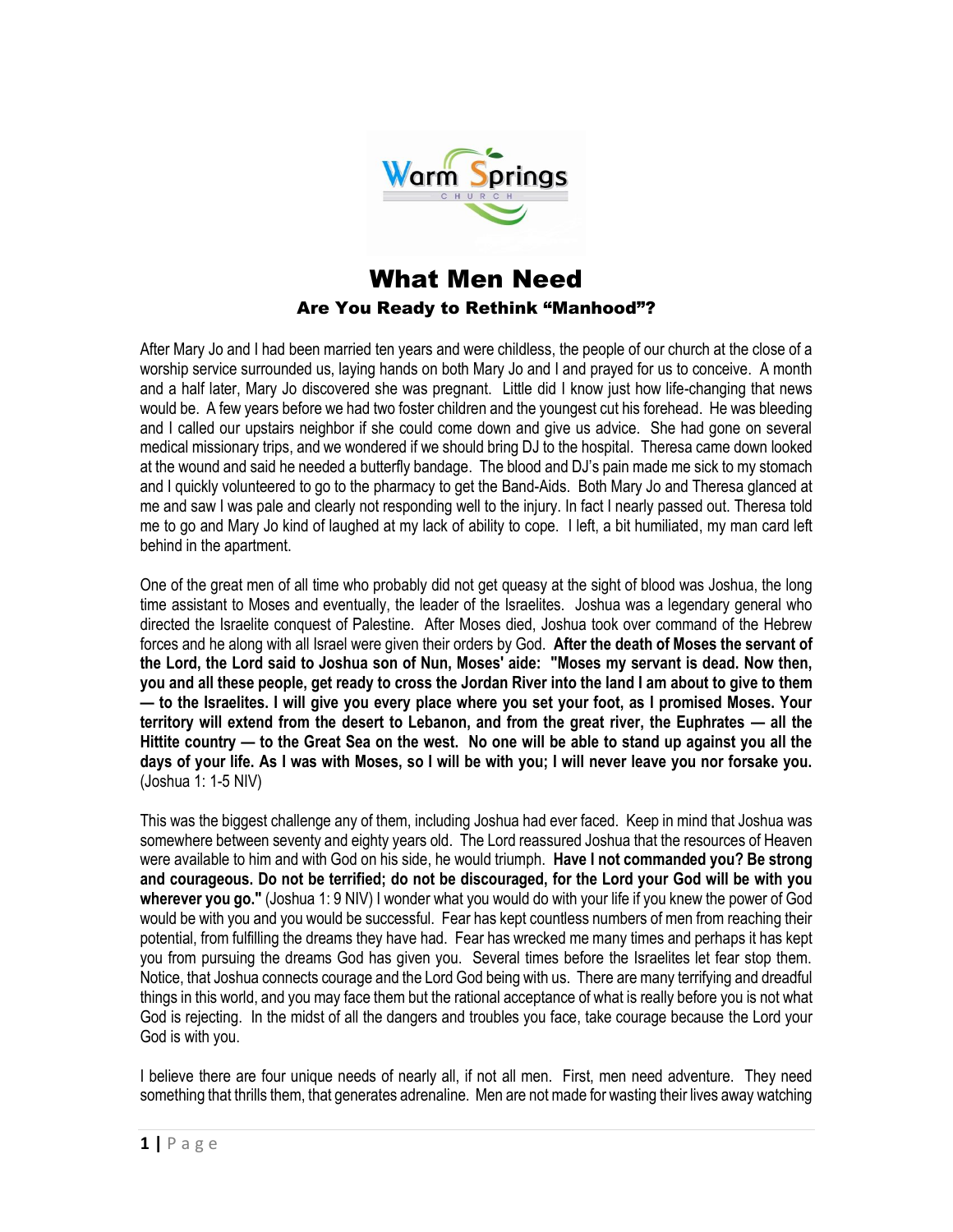# What Men Need

## Are You Ready to Rethink "Manhood"?

After Mary Jo and I had been married ten years and were childless, the people of our church at the close of a worship service surrounded us, laying hands on both Mary Jo and I and prayed for us to conceive. A month and a half later, Mary Jo discovered she was pregnant. Little did I know just how life-changing that news would be. A few years before we had two foster children and the youngest cut his forehead. He was bleeding and I called our upstairs neighbor if she could come down and give us advice. She had gone on several medical missionary trips, and we wondered if we should bring DJ to the hospital. Theresa came down looked at the wound and said he needed a butterfly bandage. The blood and DJ's pain made me sick to my stomach and I quickly volunteered to go to the pharmacy to get the Band-Aids. Both Mary Jo and Theresa glanced at me and saw I was pale and clearly not responding well to the injury. In fact I nearly passed out. Theresa told me to go and Mary Jo kind of laughed at my lack of ability to cope. I left, a bit humiliated, my man card left behind in the apartment.

One of the great men of all time who probably did not get queasy at the sight of blood was Joshua, the long time assistant to Moses and eventually, the leader of the Israelites. Joshua was a legendary general who directed the Israelite conquest of Palestine. After Moses died, Joshua took over command of the Hebrew forces and he along with all Israel were given their orders by God. **After the death of Moses the servant of the Lord, the Lord said to Joshua son of Nun, Moses' aide: "Moses my servant is dead. Now then, you and all these people, get ready to cross the Jordan River into the land I am about to give to them — to the Israelites. I will give you every place where you set your foot, as I promised Moses. Your territory will extend from the desert to Lebanon, and from the great river, the Euphrates — all the Hittite country — to the Great Sea on the west. No one will be able to stand up against you all the days of your life. As I was with Moses, so I will be with you; I will never leave you nor forsake you.** (Joshua 1: 1-5 NIV)

This was the biggest challenge any of them, including Joshua had ever faced. Keep in mind that Joshua was somewhere between seventy and eighty years old. The Lord reassured Joshua that the resources of Heaven were available to him and with God on his side, he would triumph. **Have I not commanded you? Be strong and courageous. Do not be terrified; do not be discouraged, for the Lord your God will be with you wherever you go."** (Joshua 1: 9 NIV) I wonder what you would do with your life if you knew the power of God would be with you and you would be successful. Fear has kept countless numbers of men from reaching their potential, from fulfilling the dreams they have had. Fear has wrecked me many times and perhaps it has kept you from pursuing the dreams God has given you. Several times before the Israelites let fear stop them. Notice, that Joshua connects courage and the Lord God being with us. There are many terrifying and dreadful things in this world, and you may face them but the rational acceptance of what is really before you is not what God is rejecting. In the midst of all the dangers and troubles you face, take courage because the Lord your God is with you.

I believe there are four unique needs of nearly all, if not all men. First, men need adventure. They need something that thrills them, that generates adrenaline. Men are not made for wasting their lives away watching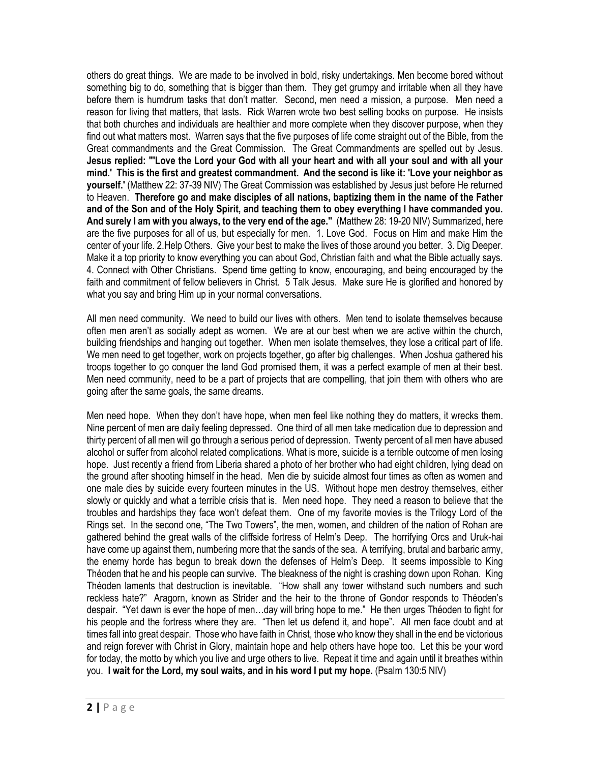others do great things. We are made to be involved in bold, risky undertakings. Men become bored without something big to do, something that is bigger than them. They get grumpy and irritable when all they have before them is humdrum tasks that don't matter. Second, men need a mission, a purpose. Men need a reason for living that matters, that lasts. Rick Warren wrote two best selling books on purpose. He insists that both churches and individuals are healthier and more complete when they discover purpose, when they find out what matters most. Warren says that the five purposes of life come straight out of the Bible, from the Great commandments and the Great Commission. The Great Commandments are spelled out by Jesus. **Jesus replied: "'Love the Lord your God with all your heart and with all your soul and with all your mind.' This is the first and greatest commandment. And the second is like it: 'Love your neighbor as yourself.'** (Matthew 22: 37-39 NIV) The Great Commission was established by Jesus just before He returned to Heaven. **Therefore go and make disciples of all nations, baptizing them in the name of the Father and of the Son and of the Holy Spirit, and teaching them to obey everything I have commanded you. And surely I am with you always, to the very end of the age."** (Matthew 28: 19-20 NIV) Summarized, here are the five purposes for all of us, but especially for men. 1. Love God. Focus on Him and make Him the center of your life. 2.Help Others. Give your best to make the lives of those around you better. 3. Dig Deeper. Make it a top priority to know everything you can about God, Christian faith and what the Bible actually says. 4. Connect with Other Christians. Spend time getting to know, encouraging, and being encouraged by the faith and commitment of fellow believers in Christ. 5 Talk Jesus. Make sure He is glorified and honored by what you say and bring Him up in your normal conversations.

All men need community. We need to build our lives with others. Men tend to isolate themselves because often men aren't as socially adept as women. We are at our best when we are active within the church, building friendships and hanging out together. When men isolate themselves, they lose a critical part of life. We men need to get together, work on projects together, go after big challenges. When Joshua gathered his troops together to go conquer the land God promised them, it was a perfect example of men at their best. Men need community, need to be a part of projects that are compelling, that join them with others who are going after the same goals, the same dreams.

Men need hope. When they don't have hope, when men feel like nothing they do matters, it wrecks them. Nine percent of men are daily feeling depressed. One third of all men take medication due to depression and thirty percent of all men will go through a serious period of depression. Twenty percent of all men have abused alcohol or suffer from alcohol related complications. What is more, suicide is a terrible outcome of men losing hope. Just recently a friend from Liberia shared a photo of her brother who had eight children, lying dead on the ground after shooting himself in the head. Men die by suicide almost four times as often as women and one male dies by suicide every fourteen minutes in the US. Without hope men destroy themselves, either slowly or quickly and what a terrible crisis that is. Men need hope. They need a reason to believe that the troubles and hardships they face won't defeat them. One of my favorite movies is the Trilogy Lord of the Rings set. In the second one, "The Two Towers", the men, women, and children of the nation of Rohan are gathered behind the great walls of the cliffside fortress of Helm's Deep. The horrifying Orcs and Uruk-hai have come up against them, numbering more that the sands of the sea. A terrifying, brutal and barbaric army, the enemy horde has begun to break down the defenses of Helm's Deep. It seems impossible to King Théoden that he and his people can survive. The bleakness of the night is crashing down upon Rohan. King Théoden laments that destruction is inevitable. "How shall any tower withstand such numbers and such reckless hate?" Aragorn, known as Strider and the heir to the throne of Gondor responds to Théoden's despair. "Yet dawn is ever the hope of men…day will bring hope to me." He then urges Théoden to fight for his people and the fortress where they are. "Then let us defend it, and hope". All men face doubt and at times fall into great despair. Those who have faith in Christ, those who know they shall in the end be victorious and reign forever with Christ in Glory, maintain hope and help others have hope too. Let this be your word for today, the motto by which you live and urge others to live. Repeat it time and again until it breathes within you. **I wait for the Lord, my soul waits, and in his word I put my hope.** (Psalm 130:5 NIV)